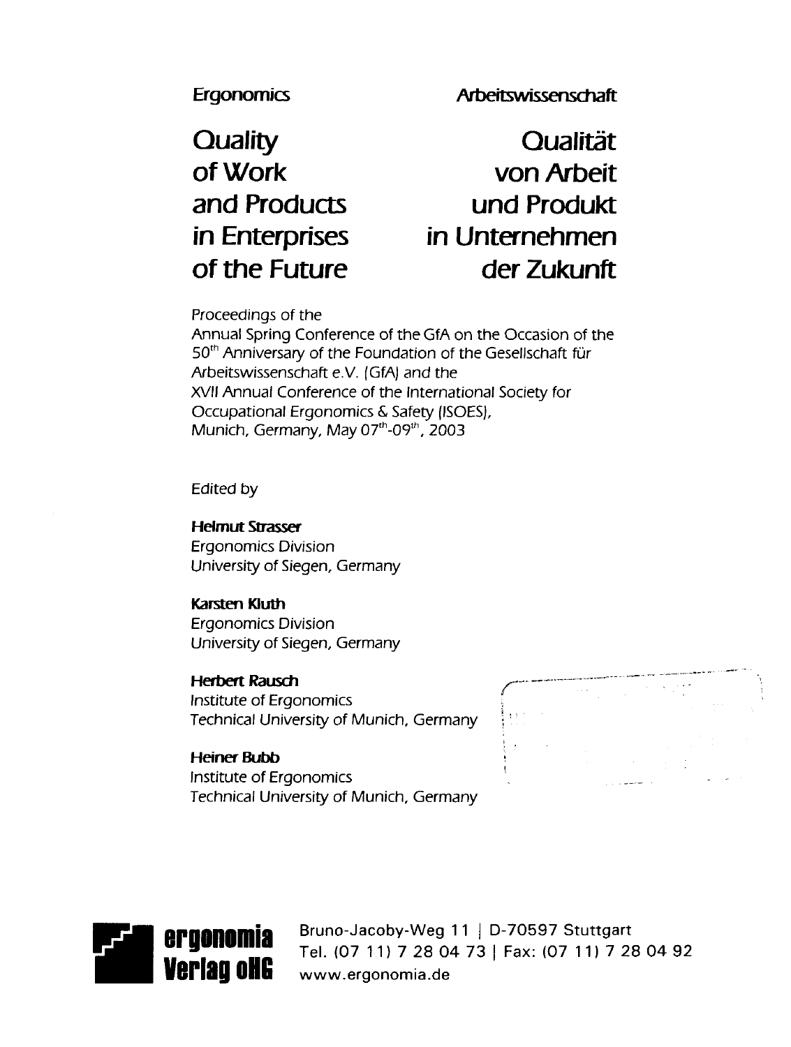Ergonomics

Arbeitswissenschaft

# Quality of Work and Products in Enterprises of the Future

# Qualität von Arbeit und Produkt in Unternehmen der Zukunft

Proceedings of the
Annual Spring Conference of the GfA on the Occasion of the 50th Anniversary of the Foundation of the Gesellschaft für Arbeitswissenschaft e.V. (GfA) and the
XVII Annual Conference of the International Society for Occupational Ergonomics & Safety (ISOES),
Munich, Germany, May 07th-09th, 2003

Edited by

**Helmut Strasser**
Ergonomics Division
University of Siegen, Germany

**Karsten Kluth**
Ergonomics Division
University of Siegen, Germany

**Herbert Rausch**
Institute of Ergonomics
Technical University of Munich, Germany

**Heiner Bubb**
Institute of Ergonomics
Technical University of Munich, Germany

**ergonomia Verlag oHG**
Bruno-Jacoby-Weg 11 | D-70597 Stuttgart
Tel. (07 11) 7 28 04 73 | Fax: (07 11) 7 28 04 92
www.ergonomia.de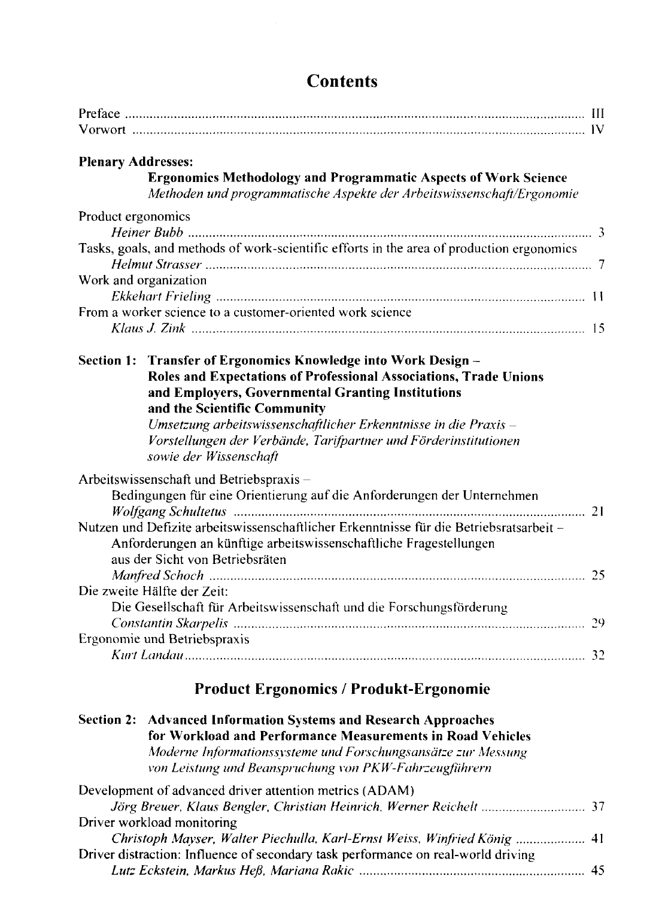# Contents

Preface .................................................................................................................................. III
Vorwort ................................................................................................................................. IV

**Plenary Addresses:**
**Ergonomics Methodology and Programmatic Aspects of Work Science**
*Methoden und programmatische Aspekte der Arbeitswissenschaft/Ergonomie*

Product ergonomics
*Heiner Bubb* .................................................................................................................. 3

Tasks, goals, and methods of work-scientific efforts in the area of production ergonomics
*Helmut Strasser* ............................................................................................................. 7

Work and organization
*Ekkehart Frieling* ......................................................................................................... 11

From a worker science to a customer-oriented work science
*Klaus J. Zink* ................................................................................................................ 15

**Section 1: Transfer of Ergonomics Knowledge into Work Design – Roles and Expectations of Professional Associations, Trade Unions and Employers, Governmental Granting Institutions and the Scientific Community**
*Umsetzung arbeitswissenschaftlicher Erkenntnisse in die Praxis – Vorstellungen der Verbände, Tarifpartner und Förderinstitutionen sowie der Wissenschaft*

Arbeitswissenschaft und Betriebspraxis – Bedingungen für eine Orientierung auf die Anforderungen der Unternehmen
*Wolfgang Schultetus* .................................................................................................... 21

Nutzen und Defizite arbeitswissenschaftlicher Erkenntnisse für die Betriebsratsarbeit – Anforderungen an künftige arbeitswissenschaftliche Fragestellungen aus der Sicht von Betriebsräten
*Manfred Schoch* ........................................................................................................... 25

Die zweite Hälfte der Zeit: Die Gesellschaft für Arbeitswissenschaft und die Forschungsförderung
*Constantin Skarpelis* .................................................................................................... 29

Ergonomie und Betriebspraxis
*Kurt Landau* .................................................................................................................. 32

## Product Ergonomics / Produkt-Ergonomie

**Section 2: Advanced Information Systems and Research Approaches for Workload and Performance Measurements in Road Vehicles**
*Moderne Informationssysteme und Forschungsansätze zur Messung von Leistung und Beanspruchung von PKW-Fahrzeugführern*

Development of advanced driver attention metrics (ADAM)
*Jörg Breuer, Klaus Bengler, Christian Heinrich, Werner Reichelt* .............................. 37

Driver workload monitoring
*Christoph Mayser, Walter Piechulla, Karl-Ernst Weiss, Winfried König* .................... 41

Driver distraction: Influence of secondary task performance on real-world driving
*Lutz Eckstein, Markus Heß, Mariana Rakic* ................................................................ 45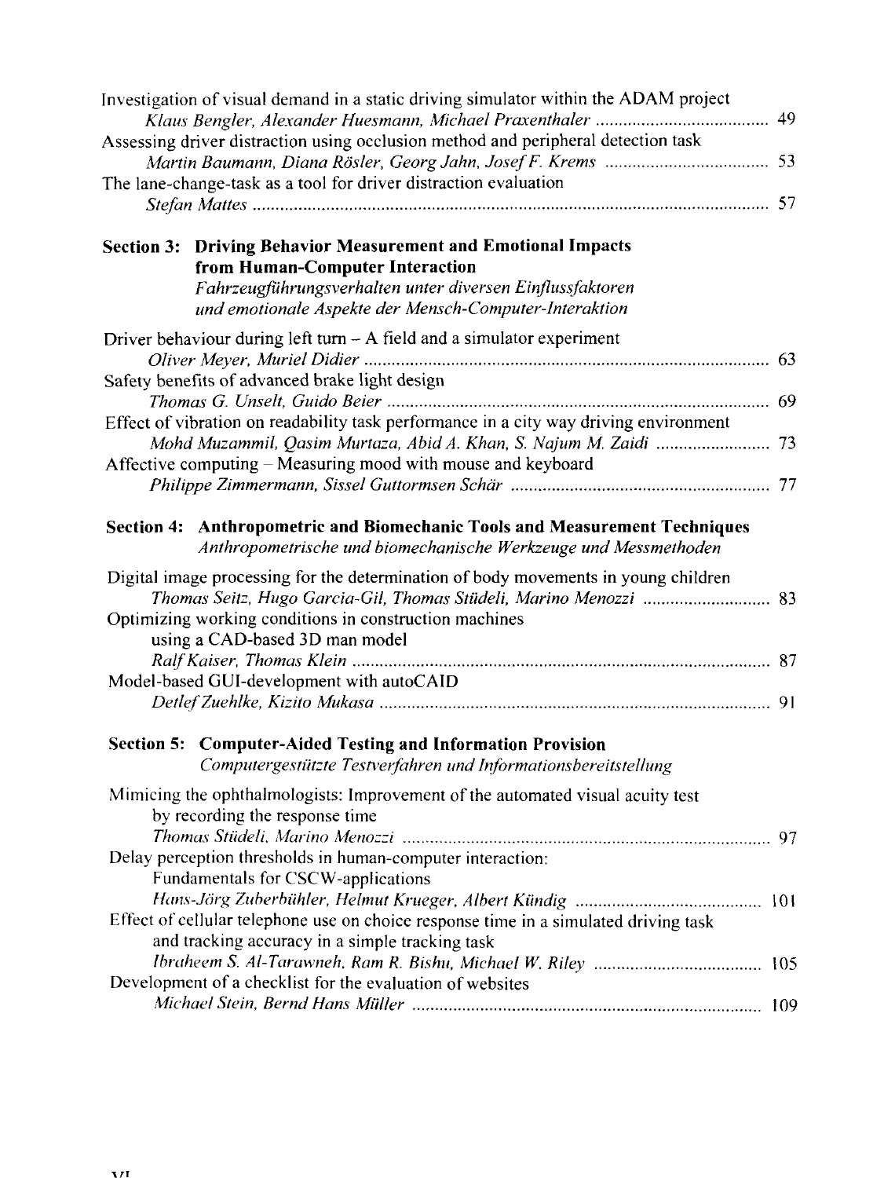Investigation of visual demand in a static driving simulator within the ADAM project
*Klaus Bengler, Alexander Huesmann, Michael Praxenthaler* ..................................... 49

Assessing driver distraction using occlusion method and peripheral detection task
*Martin Baumann, Diana Rösler, Georg Jahn, Josef F. Krems* .................................... 53

The lane-change-task as a tool for driver distraction evaluation
*Stefan Mattes* ................................................................................................................ 57

## Section 3: Driving Behavior Measurement and Emotional Impacts from Human-Computer Interaction

*Fahrzeugführungsverhalten unter diversen Einflussfaktoren und emotionale Aspekte der Mensch-Computer-Interaktion*

Driver behaviour during left turn – A field and a simulator experiment
*Oliver Meyer, Muriel Didier* ......................................................................................... 63

Safety benefits of advanced brake light design
*Thomas G. Unselt, Guido Beier* .................................................................................... 69

Effect of vibration on readability task performance in a city way driving environment
*Mohd Muzammil, Qasim Murtaza, Abid A. Khan, S. Najum M. Zaidi* ......................... 73

Affective computing – Measuring mood with mouse and keyboard
*Philippe Zimmermann, Sissel Guttormsen Schär* ......................................................... 77

## Section 4: Anthropometric and Biomechanic Tools and Measurement Techniques

*Anthropometrische und biomechanische Werkzeuge und Messmethoden*

Digital image processing for the determination of body movements in young children
*Thomas Seitz, Hugo Garcia-Gil, Thomas Stüdeli, Marino Menozzi* ............................ 83

Optimizing working conditions in construction machines using a CAD-based 3D man model
*Ralf Kaiser, Thomas Klein* ............................................................................................ 87

Model-based GUI-development with autoCAID
*Detlef Zuehlke, Kizito Mukasa* ..................................................................................... 91

## Section 5: Computer-Aided Testing and Information Provision

*Computergestützte Testverfahren und Informationsbereitstellung*

Mimicing the ophthalmologists: Improvement of the automated visual acuity test by recording the response time
*Thomas Stüdeli, Marino Menozzi* ................................................................................. 97

Delay perception thresholds in human-computer interaction: Fundamentals for CSCW-applications
*Hans-Jörg Zuberbühler, Helmut Krueger, Albert Kündig* ......................................... 101

Effect of cellular telephone use on choice response time in a simulated driving task and tracking accuracy in a simple tracking task
*Ibraheem S. Al-Tarawneh, Ram R. Bishu, Michael W. Riley* ..................................... 105

Development of a checklist for the evaluation of websites
*Michael Stein, Bernd Hans Müller* ............................................................................ 109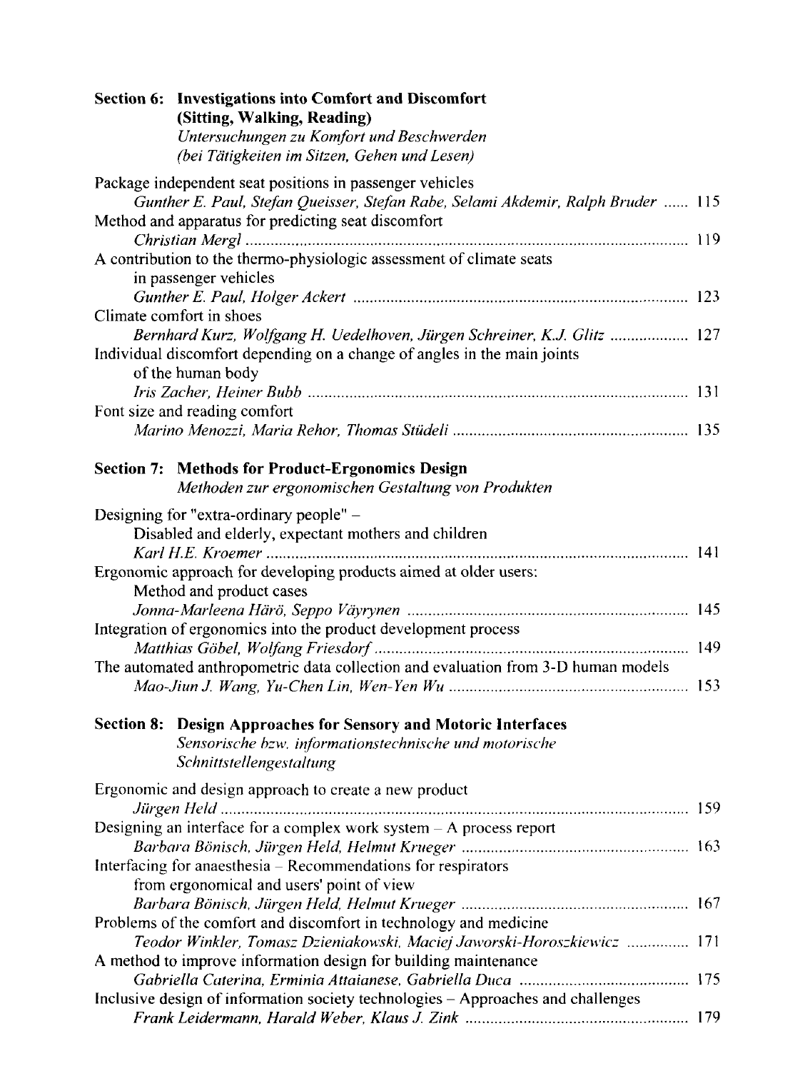## Section 6: Investigations into Comfort and Discomfort (Sitting, Walking, Reading)

*Untersuchungen zu Komfort und Beschwerden (bei Tätigkeiten im Sitzen, Gehen und Lesen)*

Package independent seat positions in passenger vehicles
*Gunther E. Paul, Stefan Queisser, Stefan Rabe, Selami Akdemir, Ralph Bruder* ...... 115

Method and apparatus for predicting seat discomfort
*Christian Mergl* ...... 119

A contribution to the thermo-physiologic assessment of climate seats in passenger vehicles
*Gunther E. Paul, Holger Ackert* ...... 123

Climate comfort in shoes
*Bernhard Kurz, Wolfgang H. Uedelhoven, Jürgen Schreiner, K.J. Glitz* ...... 127

Individual discomfort depending on a change of angles in the main joints of the human body
*Iris Zacher, Heiner Bubb* ...... 131

Font size and reading comfort
*Marino Menozzi, Maria Rehor, Thomas Stüdeli* ...... 135

## Section 7: Methods for Product-Ergonomics Design

*Methoden zur ergonomischen Gestaltung von Produkten*

Designing for "extra-ordinary people" – Disabled and elderly, expectant mothers and children
*Karl H.E. Kroemer* ...... 141

Ergonomic approach for developing products aimed at older users: Method and product cases
*Jonna-Marleena Härö, Seppo Väyrynen* ...... 145

Integration of ergonomics into the product development process
*Matthias Göbel, Wolfang Friesdorf* ...... 149

The automated anthropometric data collection and evaluation from 3-D human models
*Mao-Jiun J. Wang, Yu-Chen Lin, Wen-Yen Wu* ...... 153

## Section 8: Design Approaches for Sensory and Motoric Interfaces

*Sensorische bzw. informationstechnische und motorische Schnittstellengestaltung*

Ergonomic and design approach to create a new product
*Jürgen Held* ...... 159

Designing an interface for a complex work system – A process report
*Barbara Bönisch, Jürgen Held, Helmut Krueger* ...... 163

Interfacing for anaesthesia – Recommendations for respirators from ergonomical and users' point of view
*Barbara Bönisch, Jürgen Held, Helmut Krueger* ...... 167

Problems of the comfort and discomfort in technology and medicine
*Teodor Winkler, Tomasz Dzieniakowski, Maciej Jaworski-Horoszkiewicz* ...... 171

A method to improve information design for building maintenance
*Gabriella Caterina, Erminia Attaianese, Gabriella Duca* ...... 175

Inclusive design of information society technologies – Approaches and challenges
*Frank Leidermann, Harald Weber, Klaus J. Zink* ...... 179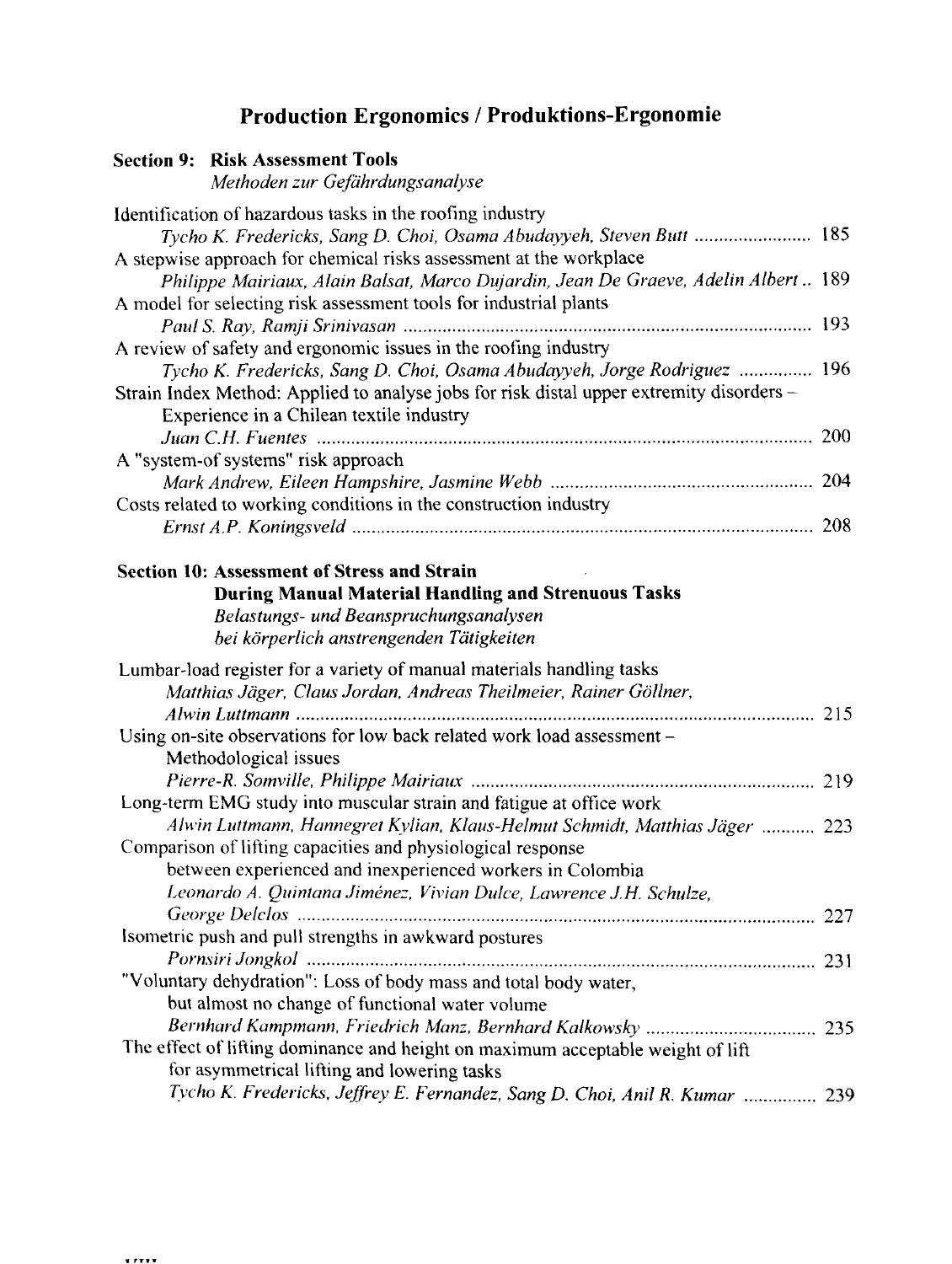# Production Ergonomics / Produktions-Ergonomie

## Section 9: Risk Assessment Tools
*Methoden zur Gefährdungsanalyse*

Identification of hazardous tasks in the roofing industry
*Tycho K. Fredericks, Sang D. Choi, Osama Abudayyeh, Steven Butt* ........................ 185

A stepwise approach for chemical risks assessment at the workplace
*Philippe Mairiaux, Alain Balsat, Marco Dujardin, Jean De Graeve, Adelin Albert* .. 189

A model for selecting risk assessment tools for industrial plants
*Paul S. Ray, Ramji Srinivasan* .................................................................................... 193

A review of safety and ergonomic issues in the roofing industry
*Tycho K. Fredericks, Sang D. Choi, Osama Abudayyeh, Jorge Rodriguez* .............. 196

Strain Index Method: Applied to analyse jobs for risk distal upper extremity disorders – Experience in a Chilean textile industry
*Juan C.H. Fuentes* ...................................................................................................... 200

A "system-of systems" risk approach
*Mark Andrew, Eileen Hampshire, Jasmine Webb* ...................................................... 204

Costs related to working conditions in the construction industry
*Ernst A.P. Koningsveld* ............................................................................................... 208

## Section 10: Assessment of Stress and Strain During Manual Material Handling and Strenuous Tasks
*Belastungs- und Beanspruchungsanalysen bei körperlich anstrengenden Tätigkeiten*

Lumbar-load register for a variety of manual materials handling tasks
*Matthias Jäger, Claus Jordan, Andreas Theilmeier, Rainer Göllner, Alwin Luttmann* ......................................................................................................... 215

Using on-site observations for low back related work load assessment – Methodological issues
*Pierre-R. Somville, Philippe Mairiaux* ....................................................................... 219

Long-term EMG study into muscular strain and fatigue at office work
*Alwin Luttmann, Hannegret Kylian, Klaus-Helmut Schmidt, Matthias Jäger* ........... 223

Comparison of lifting capacities and physiological response between experienced and inexperienced workers in Colombia
*Leonardo A. Quintana Jiménez, Vivian Dulce, Lawrence J.H. Schulze, George Delclos* .......................................................................................................... 227

Isometric push and pull strengths in awkward postures
*Pornsiri Jongkol* ........................................................................................................ 231

"Voluntary dehydration": Loss of body mass and total body water, but almost no change of functional water volume
*Bernhard Kampmann, Friedrich Manz, Bernhard Kalkowsky* .................................. 235

The effect of lifting dominance and height on maximum acceptable weight of lift for asymmetrical lifting and lowering tasks
*Tycho K. Fredericks, Jeffrey E. Fernandez, Sang D. Choi, Anil R. Kumar* ............... 239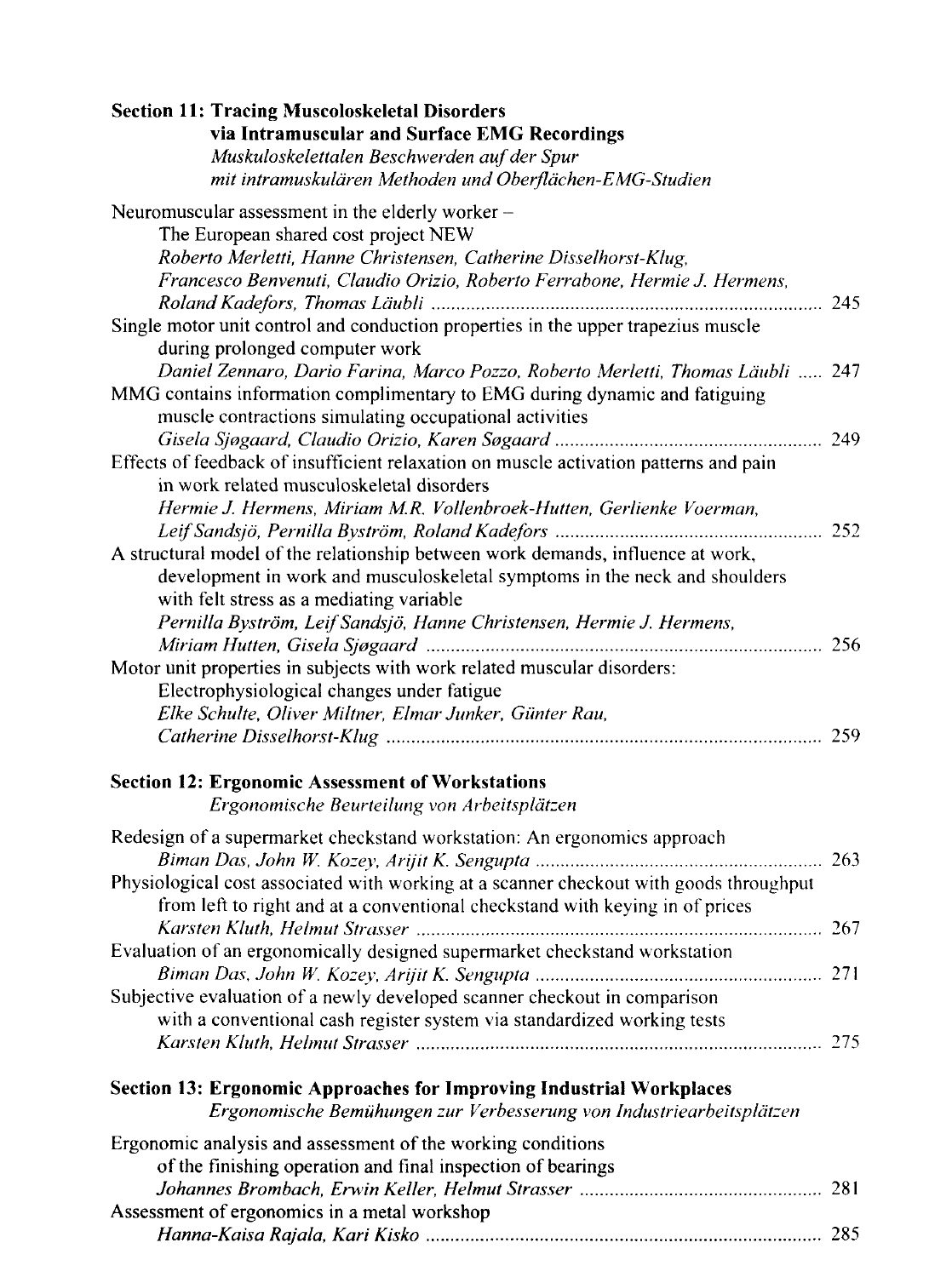## Section 11: Tracing Muscoloskeletal Disorders via Intramuscular and Surface EMG Recordings

*Muskuloskelettalen Beschwerden auf der Spur mit intramuskulären Methoden und Oberflächen-EMG-Studien*

Neuromuscular assessment in the elderly worker – The European shared cost project NEW
*Roberto Merletti, Hanne Christensen, Catherine Disselhorst-Klug, Francesco Benvenuti, Claudio Orizio, Roberto Ferrabone, Hermie J. Hermens, Roland Kadefors, Thomas Läubli* ..... 245

Single motor unit control and conduction properties in the upper trapezius muscle during prolonged computer work
*Daniel Zennaro, Dario Farina, Marco Pozzo, Roberto Merletti, Thomas Läubli* ..... 247

MMG contains information complimentary to EMG during dynamic and fatiguing muscle contractions simulating occupational activities
*Gisela Sjøgaard, Claudio Orizio, Karen Søgaard* ..... 249

Effects of feedback of insufficient relaxation on muscle activation patterns and pain in work related musculoskeletal disorders
*Hermie J. Hermens, Miriam M.R. Vollenbroek-Hutten, Gerlienke Voerman, Leif Sandsjö, Pernilla Byström, Roland Kadefors* ..... 252

A structural model of the relationship between work demands, influence at work, development in work and musculoskeletal symptoms in the neck and shoulders with felt stress as a mediating variable
*Pernilla Byström, Leif Sandsjö, Hanne Christensen, Hermie J. Hermens, Miriam Hutten, Gisela Sjøgaard* ..... 256

Motor unit properties in subjects with work related muscular disorders: Electrophysiological changes under fatigue
*Elke Schulte, Oliver Miltner, Elmar Junker, Günter Rau, Catherine Disselhorst-Klug* ..... 259

## Section 12: Ergonomic Assessment of Workstations

*Ergonomische Beurteilung von Arbeitsplätzen*

Redesign of a supermarket checkstand workstation: An ergonomics approach
*Biman Das, John W. Kozey, Arijit K. Sengupta* ..... 263

Physiological cost associated with working at a scanner checkout with goods throughput from left to right and at a conventional checkstand with keying in of prices
*Karsten Kluth, Helmut Strasser* ..... 267

Evaluation of an ergonomically designed supermarket checkstand workstation
*Biman Das, John W. Kozey, Arijit K. Sengupta* ..... 271

Subjective evaluation of a newly developed scanner checkout in comparison with a conventional cash register system via standardized working tests
*Karsten Kluth, Helmut Strasser* ..... 275

## Section 13: Ergonomic Approaches for Improving Industrial Workplaces

*Ergonomische Bemühungen zur Verbesserung von Industriearbeitsplätzen*

Ergonomic analysis and assessment of the working conditions of the finishing operation and final inspection of bearings
*Johannes Brombach, Erwin Keller, Helmut Strasser* ..... 281

Assessment of ergonomics in a metal workshop
*Hanna-Kaisa Rajala, Kari Kisko* ..... 285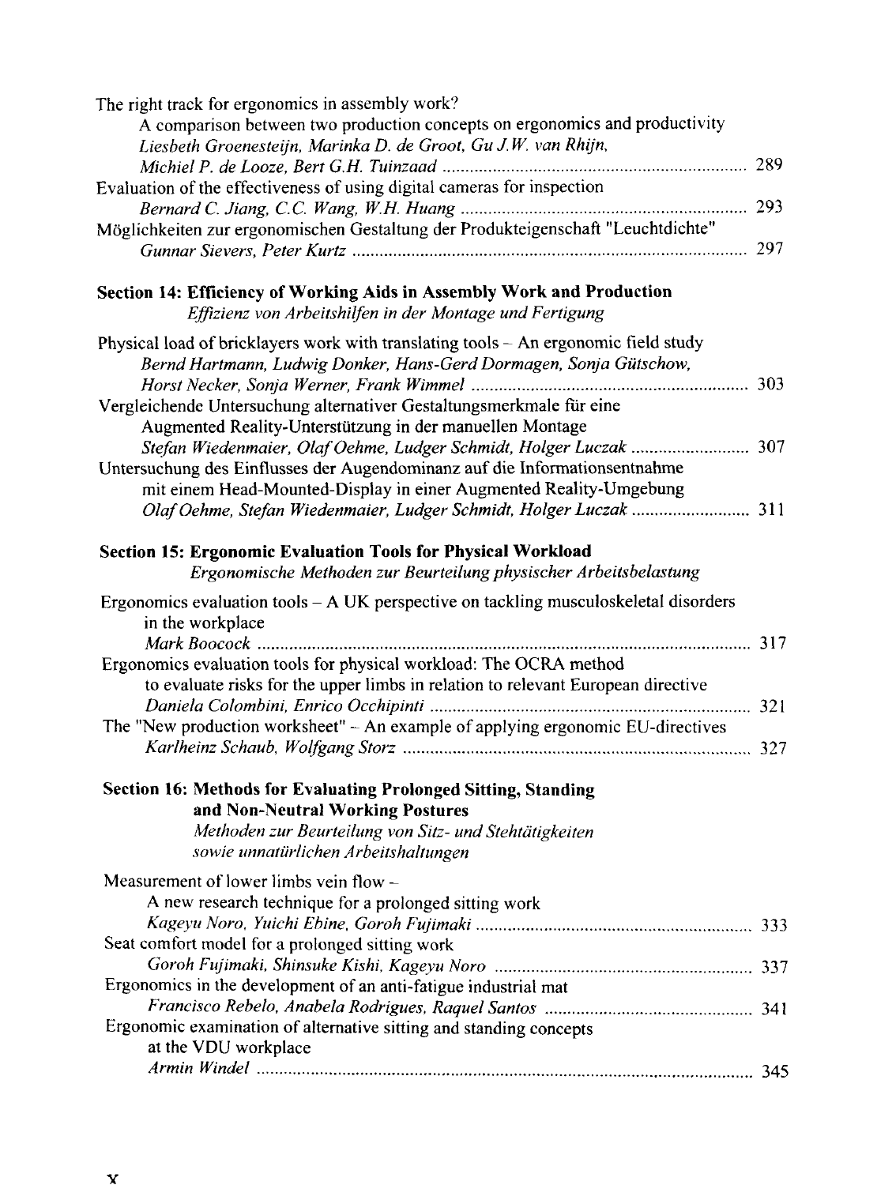The right track for ergonomics in assembly work?
A comparison between two production concepts on ergonomics and productivity
*Liesbeth Groenesteijn, Marinka D. de Groot, Gu J.W. van Rhijn, Michiel P. de Looze, Bert G.H. Tuinzaad* ........ 289

Evaluation of the effectiveness of using digital cameras for inspection
*Bernard C. Jiang, C.C. Wang, W.H. Huang* ........ 293

Möglichkeiten zur ergonomischen Gestaltung der Produkteigenschaft "Leuchtdichte"
*Gunnar Sievers, Peter Kurtz* ........ 297

## Section 14: Efficiency of Working Aids in Assembly Work and Production

*Effizienz von Arbeitshilfen in der Montage und Fertigung*

Physical load of bricklayers work with translating tools – An ergonomic field study
*Bernd Hartmann, Ludwig Donker, Hans-Gerd Dormagen, Sonja Gütschow, Horst Necker, Sonja Werner, Frank Wimmel* ........ 303

Vergleichende Untersuchung alternativer Gestaltungsmerkmale für eine Augmented Reality-Unterstützung in der manuellen Montage
*Stefan Wiedenmaier, Olaf Oehme, Ludger Schmidt, Holger Luczak* ........ 307

Untersuchung des Einflusses der Augendominanz auf die Informationsentnahme mit einem Head-Mounted-Display in einer Augmented Reality-Umgebung
*Olaf Oehme, Stefan Wiedenmaier, Ludger Schmidt, Holger Luczak* ........ 311

## Section 15: Ergonomic Evaluation Tools for Physical Workload

*Ergonomische Methoden zur Beurteilung physischer Arbeitsbelastung*

Ergonomics evaluation tools – A UK perspective on tackling musculoskeletal disorders in the workplace
*Mark Boocock* ........ 317

Ergonomics evaluation tools for physical workload: The OCRA method to evaluate risks for the upper limbs in relation to relevant European directive
*Daniela Colombini, Enrico Occhipinti* ........ 321

The "New production worksheet" – An example of applying ergonomic EU-directives
*Karlheinz Schaub, Wolfgang Storz* ........ 327

## Section 16: Methods for Evaluating Prolonged Sitting, Standing and Non-Neutral Working Postures

*Methoden zur Beurteilung von Sitz- und Stehtätigkeiten sowie unnatürlichen Arbeitshaltungen*

Measurement of lower limbs vein flow – A new research technique for a prolonged sitting work
*Kageyu Noro, Yuichi Ebine, Goroh Fujimaki* ........ 333

Seat comfort model for a prolonged sitting work
*Goroh Fujimaki, Shinsuke Kishi, Kageyu Noro* ........ 337

Ergonomics in the development of an anti-fatigue industrial mat
*Francisco Rebelo, Anabela Rodrigues, Raquel Santos* ........ 341

Ergonomic examination of alternative sitting and standing concepts at the VDU workplace
*Armin Windel* ........ 345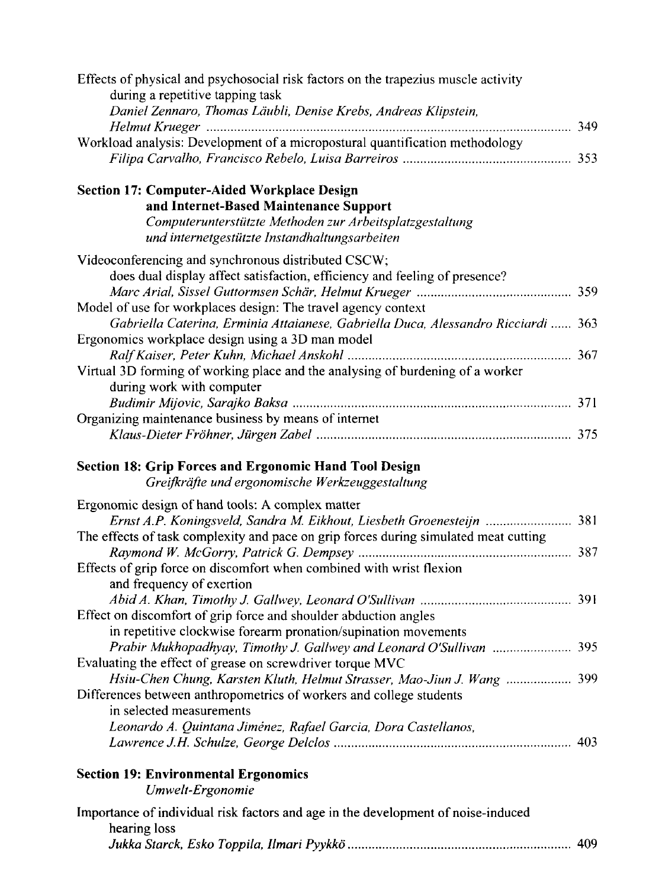Effects of physical and psychosocial risk factors on the trapezius muscle activity during a repetitive tapping task
*Daniel Zennaro, Thomas Läubli, Denise Krebs, Andreas Klipstein, Helmut Krueger* ..... 349

Workload analysis: Development of a micropostural quantification methodology
*Filipa Carvalho, Francisco Rebelo, Luisa Barreiros* ..... 353

## Section 17: Computer-Aided Workplace Design and Internet-Based Maintenance Support

*Computerunterstützte Methoden zur Arbeitsplatzgestaltung und internetgestützte Instandhaltungsarbeiten*

Videoconferencing and synchronous distributed CSCW; does dual display affect satisfaction, efficiency and feeling of presence?
*Marc Arial, Sissel Guttormsen Schär, Helmut Krueger* ..... 359

Model of use for workplaces design: The travel agency context
*Gabriella Caterina, Erminia Attaianese, Gabriella Duca, Alessandro Ricciardi* ..... 363

Ergonomics workplace design using a 3D man model
*Ralf Kaiser, Peter Kuhn, Michael Anskohl* ..... 367

Virtual 3D forming of working place and the analysing of burdening of a worker during work with computer
*Budimir Mijovic, Sarajko Baksa* ..... 371

Organizing maintenance business by means of internet
*Klaus-Dieter Fröhner, Jürgen Zabel* ..... 375

## Section 18: Grip Forces and Ergonomic Hand Tool Design

*Greifkräfte und ergonomische Werkzeuggestaltung*

Ergonomic design of hand tools: A complex matter
*Ernst A.P. Koningsveld, Sandra M. Eikhout, Liesbeth Groenesteijn* ..... 381

The effects of task complexity and pace on grip forces during simulated meat cutting
*Raymond W. McGorry, Patrick G. Dempsey* ..... 387

Effects of grip force on discomfort when combined with wrist flexion and frequency of exertion
*Abid A. Khan, Timothy J. Gallwey, Leonard O'Sullivan* ..... 391

Effect on discomfort of grip force and shoulder abduction angles in repetitive clockwise forearm pronation/supination movements
*Prabir Mukhopadhyay, Timothy J. Gallwey and Leonard O'Sullivan* ..... 395

Evaluating the effect of grease on screwdriver torque MVC
*Hsiu-Chen Chung, Karsten Kluth, Helmut Strasser, Mao-Jiun J. Wang* ..... 399

Differences between anthropometrics of workers and college students in selected measurements
*Leonardo A. Quintana Jiménez, Rafael Garcia, Dora Castellanos, Lawrence J.H. Schulze, George Delclos* ..... 403

## Section 19: Environmental Ergonomics

*Umwelt-Ergonomie*

Importance of individual risk factors and age in the development of noise-induced hearing loss
*Jukka Starck, Esko Toppila, Ilmari Pyykkö* ..... 409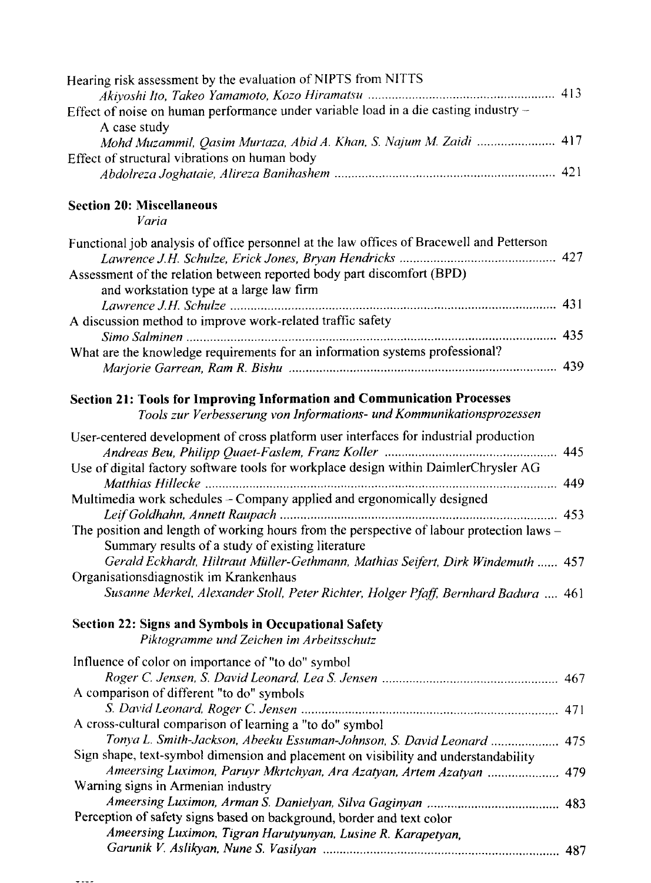Hearing risk assessment by the evaluation of NIPTS from NITTS
*Akiyoshi Ito, Takeo Yamamoto, Kozo Hiramatsu* ....................................................... 413

Effect of noise on human performance under variable load in a die casting industry – A case study
*Mohd Muzammil, Qasim Murtaza, Abid A. Khan, S. Najum M. Zaidi* ....................... 417

Effect of structural vibrations on human body
*Abdolreza Joghataie, Alireza Banihashem* ................................................................. 421

## Section 20: Miscellaneous
*Varia*

Functional job analysis of office personnel at the law offices of Bracewell and Petterson
*Lawrence J.H. Schulze, Erick Jones, Bryan Hendricks* ............................................. 427

Assessment of the relation between reported body part discomfort (BPD) and workstation type at a large law firm
*Lawrence J.H. Schulze* ............................................................................................... 431

A discussion method to improve work-related traffic safety
*Simo Salminen* ............................................................................................................ 435

What are the knowledge requirements for an information systems professional?
*Marjorie Garrean, Ram R. Bishu* .............................................................................. 439

## Section 21: Tools for Improving Information and Communication Processes
*Tools zur Verbesserung von Informations- und Kommunikationsprozessen*

User-centered development of cross platform user interfaces for industrial production
*Andreas Beu, Philipp Quaet-Faslem, Franz Koller* .................................................. 445

Use of digital factory software tools for workplace design within DaimlerChrysler AG
*Matthias Hillecke* ........................................................................................................ 449

Multimedia work schedules – Company applied and ergonomically designed
*Leif Goldhahn, Annett Raupach* ................................................................................. 453

The position and length of working hours from the perspective of labour protection laws – Summary results of a study of existing literature
*Gerald Eckhardt, Hiltraut Müller-Gethmann, Mathias Seifert, Dirk Windemuth* ...... 457

Organisationsdiagnostik im Krankenhaus
*Susanne Merkel, Alexander Stoll, Peter Richter, Holger Pfaff, Bernhard Badura* .... 461

## Section 22: Signs and Symbols in Occupational Safety
*Piktogramme und Zeichen im Arbeitsschutz*

Influence of color on importance of "to do" symbol
*Roger C. Jensen, S. David Leonard, Lea S. Jensen* .................................................... 467

A comparison of different "to do" symbols
*S. David Leonard, Roger C. Jensen* ............................................................................ 471

A cross-cultural comparison of learning a "to do" symbol
*Tonya L. Smith-Jackson, Abeeku Essuman-Johnson, S. David Leonard* .................... 475

Sign shape, text-symbol dimension and placement on visibility and understandability
*Ameersing Luximon, Paruyr Mkrtchyan, Ara Azatyan, Artem Azatyan* ..................... 479

Warning signs in Armenian industry
*Ameersing Luximon, Arman S. Danielyan, Silva Gaginyan* ....................................... 483

Perception of safety signs based on background, border and text color
*Ameersing Luximon, Tigran Harutyunyan, Lusine R. Karapetyan, Garunik V. Aslikyan, Nune S. Vasilyan* ..................................................................... 487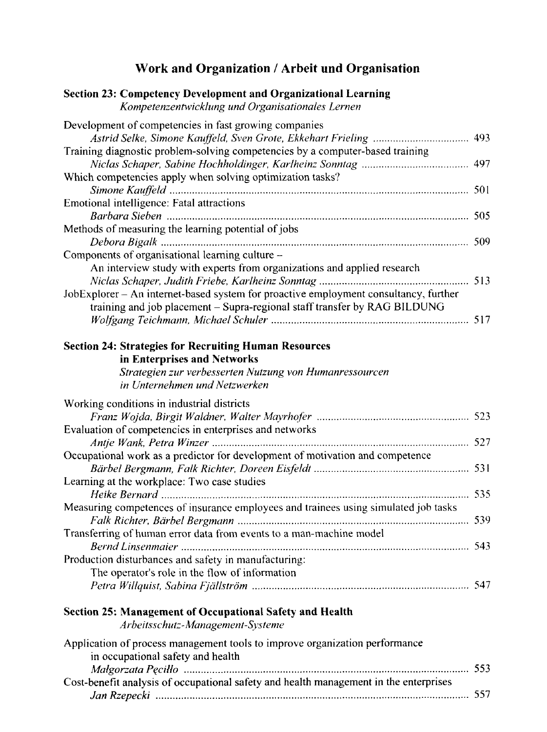# Work and Organization / Arbeit und Organisation

## Section 23: Competency Development and Organizational Learning
*Kompetenzentwicklung und Organisationales Lernen*

Development of competencies in fast growing companies
*Astrid Selke, Simone Kauffeld, Sven Grote, Ekkehart Frieling* ..... 493

Training diagnostic problem-solving competencies by a computer-based training
*Niclas Schaper, Sabine Hochholdinger, Karlheinz Sonntag* ..... 497

Which competencies apply when solving optimization tasks?
*Simone Kauffeld* ..... 501

Emotional intelligence: Fatal attractions
*Barbara Sieben* ..... 505

Methods of measuring the learning potential of jobs
*Debora Bigalk* ..... 509

Components of organisational learning culture –
An interview study with experts from organizations and applied research
*Niclas Schaper, Judith Friebe, Karlheinz Sonntag* ..... 513

JobExplorer – An internet-based system for proactive employment consultancy, further training and job placement – Supra-regional staff transfer by RAG BILDUNG
*Wolfgang Teichmann, Michael Schuler* ..... 517

## Section 24: Strategies for Recruiting Human Resources in Enterprises and Networks
*Strategien zur verbesserten Nutzung von Humanressourcen in Unternehmen und Netzwerken*

Working conditions in industrial districts
*Franz Wojda, Birgit Waldner, Walter Mayrhofer* ..... 523

Evaluation of competencies in enterprises and networks
*Antje Wank, Petra Winzer* ..... 527

Occupational work as a predictor for development of motivation and competence
*Bärbel Bergmann, Falk Richter, Doreen Eisfeldt* ..... 531

Learning at the workplace: Two case studies
*Heike Bernard* ..... 535

Measuring competences of insurance employees and trainees using simulated job tasks
*Falk Richter, Bärbel Bergmann* ..... 539

Transferring of human error data from events to a man-machine model
*Bernd Linsenmaier* ..... 543

Production disturbances and safety in manufacturing:
The operator's role in the flow of information
*Petra Willquist, Sabina Fjällström* ..... 547

## Section 25: Management of Occupational Safety and Health
*Arbeitsschutz-Management-Systeme*

Application of process management tools to improve organization performance in occupational safety and health
*Małgorzata Pęciłło* ..... 553

Cost-benefit analysis of occupational safety and health management in the enterprises
*Jan Rzepecki* ..... 557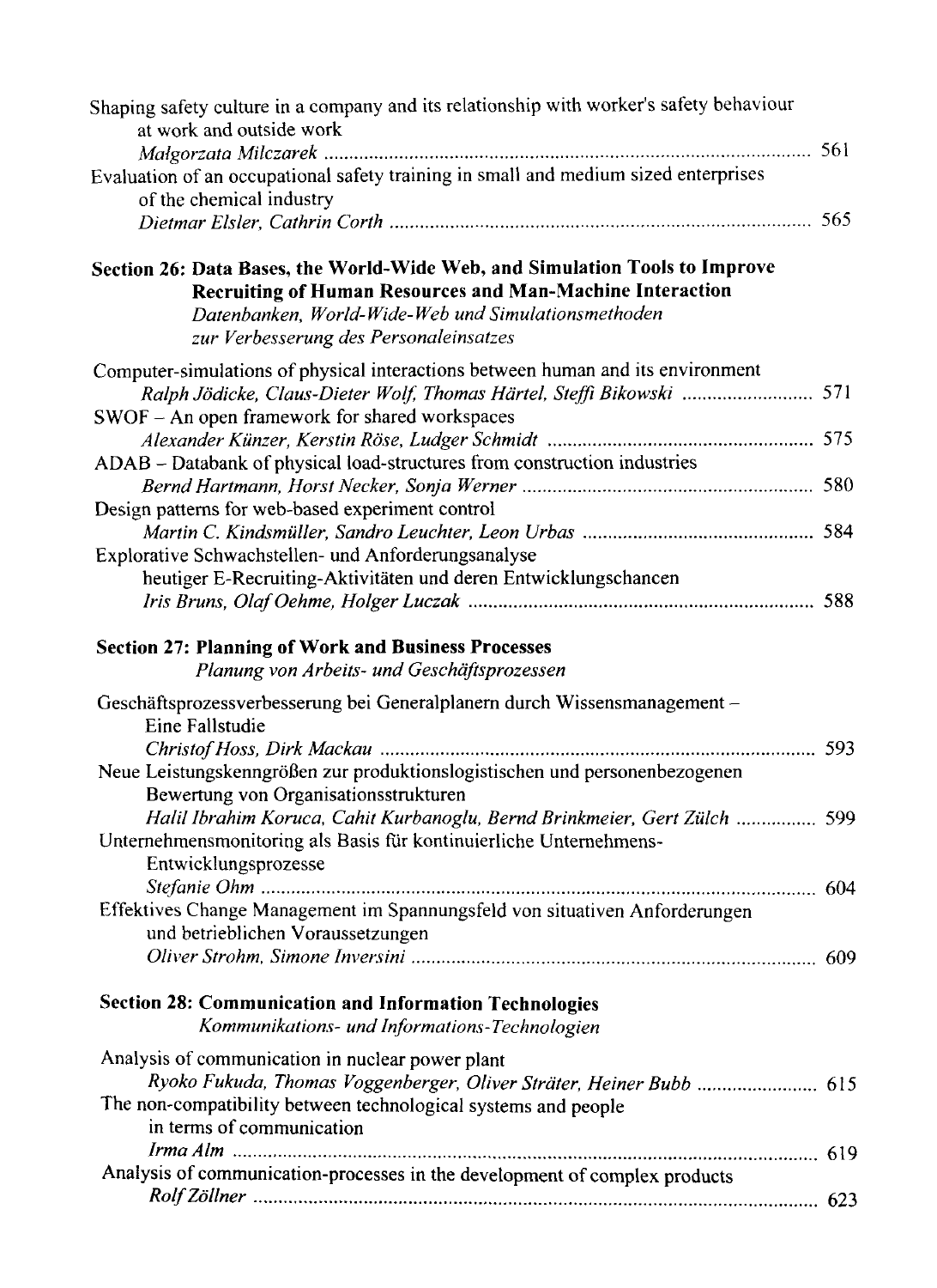Shaping safety culture in a company and its relationship with worker's safety behaviour at work and outside work
*Małgorzata Milczarek* ........ 561

Evaluation of an occupational safety training in small and medium sized enterprises of the chemical industry
*Dietmar Elsler, Cathrin Corth* ........ 565

## Section 26: Data Bases, the World-Wide Web, and Simulation Tools to Improve Recruiting of Human Resources and Man-Machine Interaction

*Datenbanken, World-Wide-Web und Simulationsmethoden zur Verbesserung des Personaleinsatzes*

Computer-simulations of physical interactions between human and its environment
*Ralph Jödicke, Claus-Dieter Wolf, Thomas Härtel, Steffi Bikowski* ........ 571

SWOF – An open framework for shared workspaces
*Alexander Künzer, Kerstin Röse, Ludger Schmidt* ........ 575

ADAB – Databank of physical load-structures from construction industries
*Bernd Hartmann, Horst Necker, Sonja Werner* ........ 580

Design patterns for web-based experiment control
*Martin C. Kindsmüller, Sandro Leuchter, Leon Urbas* ........ 584

Explorative Schwachstellen- und Anforderungsanalyse heutiger E-Recruiting-Aktivitäten und deren Entwicklungschancen
*Iris Bruns, Olaf Oehme, Holger Luczak* ........ 588

## Section 27: Planning of Work and Business Processes

*Planung von Arbeits- und Geschäftsprozessen*

Geschäftsprozessverbesserung bei Generalplanern durch Wissensmanagement – Eine Fallstudie
*Christof Hoss, Dirk Mackau* ........ 593

Neue Leistungskenngrößen zur produktionslogistischen und personenbezogenen Bewertung von Organisationsstrukturen
*Halil Ibrahim Koruca, Cahit Kurbanoglu, Bernd Brinkmeier, Gert Zülch* ........ 599

Unternehmensmonitoring als Basis für kontinuierliche Unternehmens-Entwicklungsprozesse
*Stefanie Ohm* ........ 604

Effektives Change Management im Spannungsfeld von situativen Anforderungen und betrieblichen Voraussetzungen
*Oliver Strohm, Simone Inversini* ........ 609

## Section 28: Communication and Information Technologies

*Kommunikations- und Informations-Technologien*

Analysis of communication in nuclear power plant
*Ryoko Fukuda, Thomas Voggenberger, Oliver Sträter, Heiner Bubb* ........ 615

The non-compatibility between technological systems and people in terms of communication
*Irma Alm* ........ 619

Analysis of communication-processes in the development of complex products
*Rolf Zöllner* ........ 623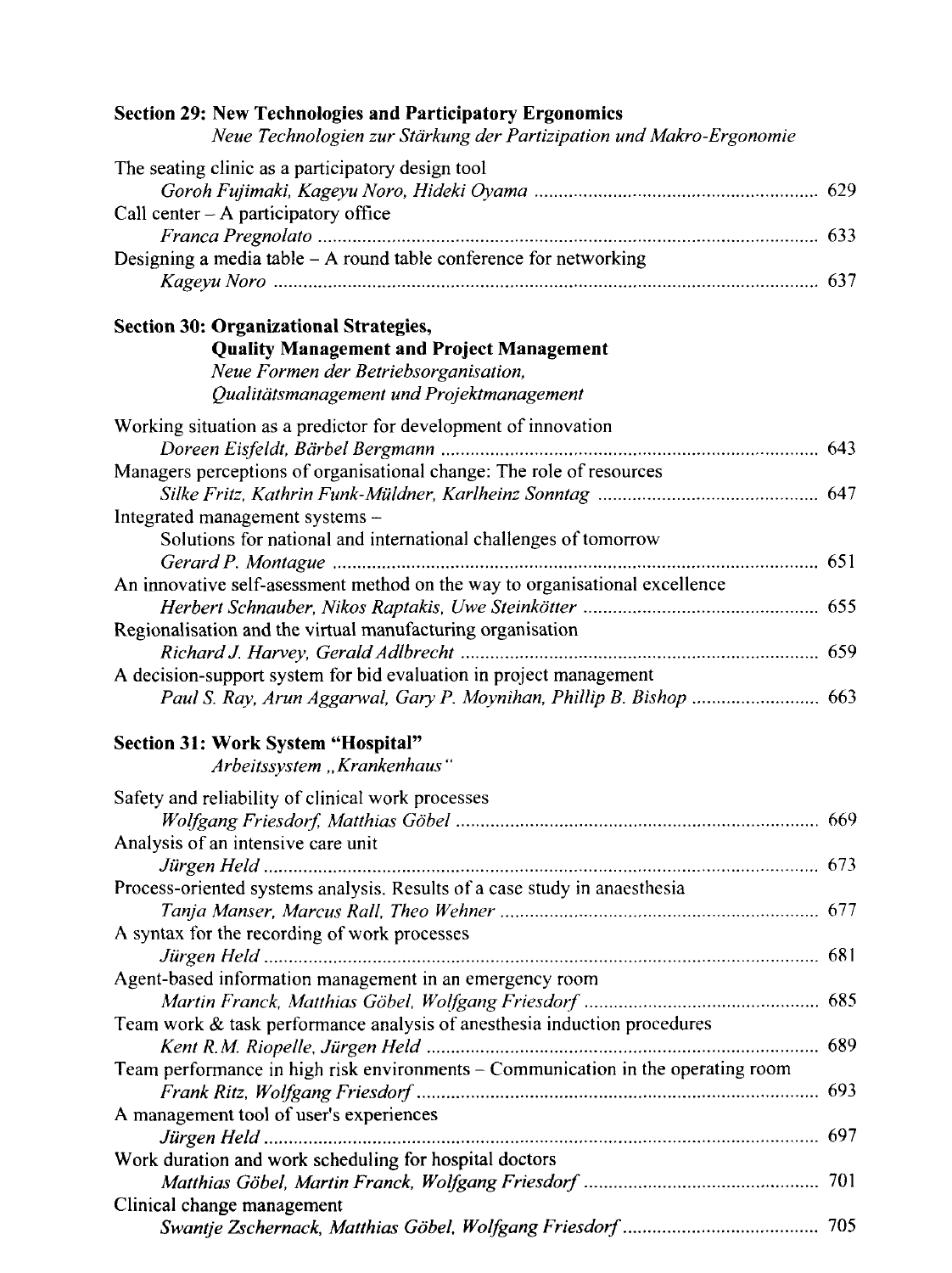## Section 29: New Technologies and Participatory Ergonomics

*Neue Technologien zur Stärkung der Partizipation und Makro-Ergonomie*

The seating clinic as a participatory design tool
*Goroh Fujimaki, Kageyu Noro, Hideki Oyama* ........................................................ 629

Call center – A participatory office
*Franca Pregnolato* ........................................................ 633

Designing a media table – A round table conference for networking
*Kageyu Noro* ........................................................ 637

## Section 30: Organizational Strategies, Quality Management and Project Management

*Neue Formen der Betriebsorganisation, Qualitätsmanagement und Projektmanagement*

Working situation as a predictor for development of innovation
*Doreen Eisfeldt, Bärbel Bergmann* ........................................................ 643

Managers perceptions of organisational change: The role of resources
*Silke Fritz, Kathrin Funk-Müldner, Karlheinz Sonntag* ........................................................ 647

Integrated management systems –
Solutions for national and international challenges of tomorrow
*Gerard P. Montague* ........................................................ 651

An innovative self-asessment method on the way to organisational excellence
*Herbert Schnauber, Nikos Raptakis, Uwe Steinkötter* ........................................................ 655

Regionalisation and the virtual manufacturing organisation
*Richard J. Harvey, Gerald Adlbrecht* ........................................................ 659

A decision-support system for bid evaluation in project management
*Paul S. Ray, Arun Aggarwal, Gary P. Moynihan, Phillip B. Bishop* ........................................................ 663

## Section 31: Work System "Hospital"

*Arbeitssystem „Krankenhaus"*

Safety and reliability of clinical work processes
*Wolfgang Friesdorf, Matthias Göbel* ........................................................ 669

Analysis of an intensive care unit
*Jürgen Held* ........................................................ 673

Process-oriented systems analysis. Results of a case study in anaesthesia
*Tanja Manser, Marcus Rall, Theo Wehner* ........................................................ 677

A syntax for the recording of work processes
*Jürgen Held* ........................................................ 681

Agent-based information management in an emergency room
*Martin Franck, Matthias Göbel, Wolfgang Friesdorf* ........................................................ 685

Team work & task performance analysis of anesthesia induction procedures
*Kent R.M. Riopelle, Jürgen Held* ........................................................ 689

Team performance in high risk environments – Communication in the operating room
*Frank Ritz, Wolfgang Friesdorf* ........................................................ 693

A management tool of user's experiences
*Jürgen Held* ........................................................ 697

Work duration and work scheduling for hospital doctors
*Matthias Göbel, Martin Franck, Wolfgang Friesdorf* ........................................................ 701

Clinical change management
*Swantje Zschernack, Matthias Göbel, Wolfgang Friesdorf* ........................................................ 705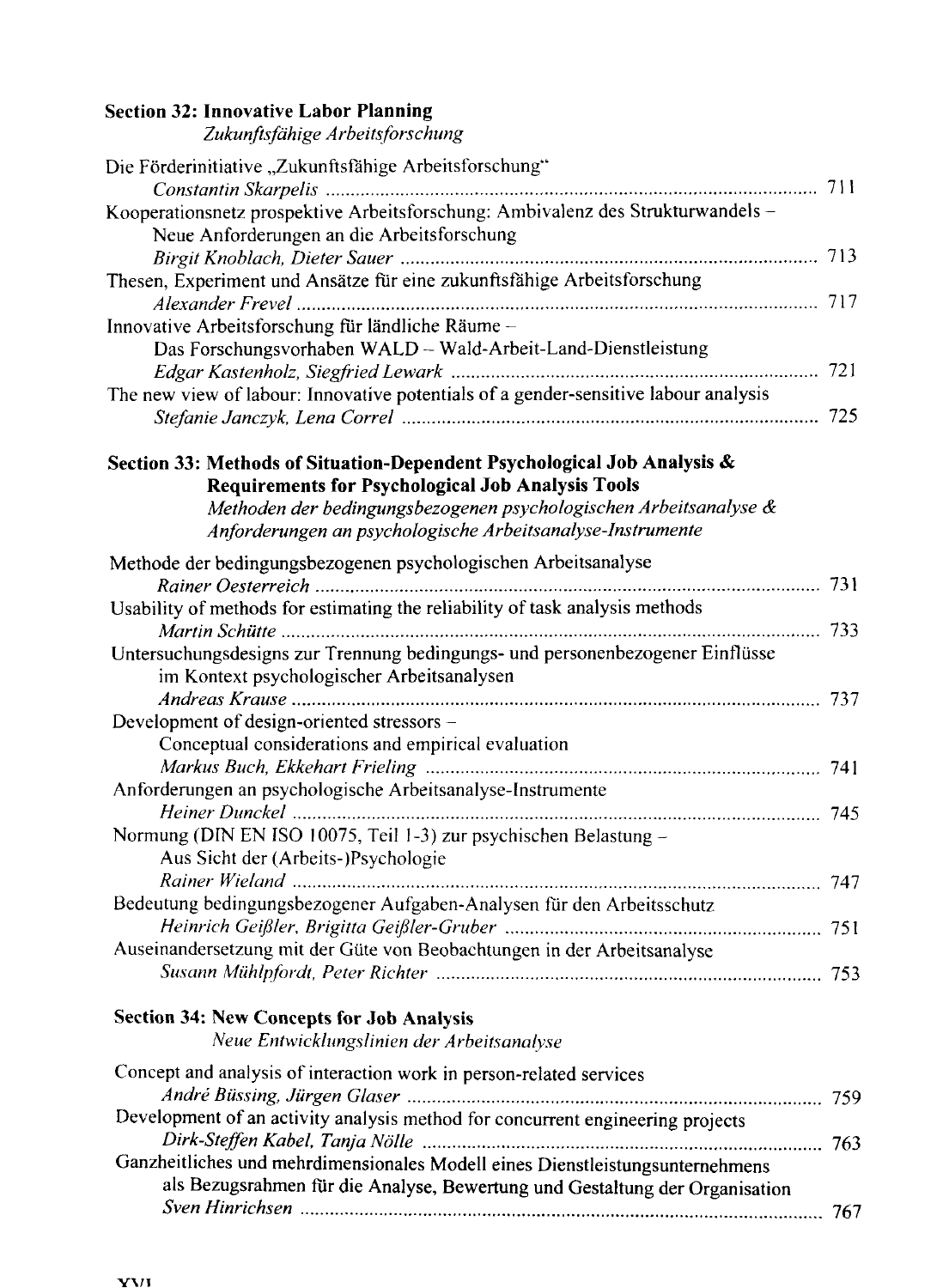## Section 32: Innovative Labor Planning

*Zukunftsfähige Arbeitsforschung*

Die Förderinitiative „Zukunftsfähige Arbeitsforschung"
*Constantin Skarpelis* ..... 711

Kooperationsnetz prospektive Arbeitsforschung: Ambivalenz des Strukturwandels – Neue Anforderungen an die Arbeitsforschung
*Birgit Knoblach, Dieter Sauer* ..... 713

Thesen, Experiment und Ansätze für eine zukunftsfähige Arbeitsforschung
*Alexander Frevel* ..... 717

Innovative Arbeitsforschung für ländliche Räume – Das Forschungsvorhaben WALD – Wald-Arbeit-Land-Dienstleistung
*Edgar Kastenholz, Siegfried Lewark* ..... 721

The new view of labour: Innovative potentials of a gender-sensitive labour analysis
*Stefanie Janczyk, Lena Correl* ..... 725

## Section 33: Methods of Situation-Dependent Psychological Job Analysis & Requirements for Psychological Job Analysis Tools

*Methoden der bedingungsbezogenen psychologischen Arbeitsanalyse & Anforderungen an psychologische Arbeitsanalyse-Instrumente*

Methode der bedingungsbezogenen psychologischen Arbeitsanalyse
*Rainer Oesterreich* ..... 731

Usability of methods for estimating the reliability of task analysis methods
*Martin Schütte* ..... 733

Untersuchungsdesigns zur Trennung bedingungs- und personenbezogener Einflüsse im Kontext psychologischer Arbeitsanalysen
*Andreas Krause* ..... 737

Development of design-oriented stressors – Conceptual considerations and empirical evaluation
*Markus Buch, Ekkehart Frieling* ..... 741

Anforderungen an psychologische Arbeitsanalyse-Instrumente
*Heiner Dunckel* ..... 745

Normung (DIN EN ISO 10075, Teil 1-3) zur psychischen Belastung – Aus Sicht der (Arbeits-)Psychologie
*Rainer Wieland* ..... 747

Bedeutung bedingungsbezogener Aufgaben-Analysen für den Arbeitsschutz
*Heinrich Geißler, Brigitta Geißler-Gruber* ..... 751

Auseinandersetzung mit der Güte von Beobachtungen in der Arbeitsanalyse
*Susann Mühlpfordt, Peter Richter* ..... 753

## Section 34: New Concepts for Job Analysis

*Neue Entwicklungslinien der Arbeitsanalyse*

Concept and analysis of interaction work in person-related services
*André Büssing, Jürgen Glaser* ..... 759

Development of an activity analysis method for concurrent engineering projects
*Dirk-Steffen Kabel, Tanja Nölle* ..... 763

Ganzheitliches und mehrdimensionales Modell eines Dienstleistungsunternehmens als Bezugsrahmen für die Analyse, Bewertung und Gestaltung der Organisation
*Sven Hinrichsen* ..... 767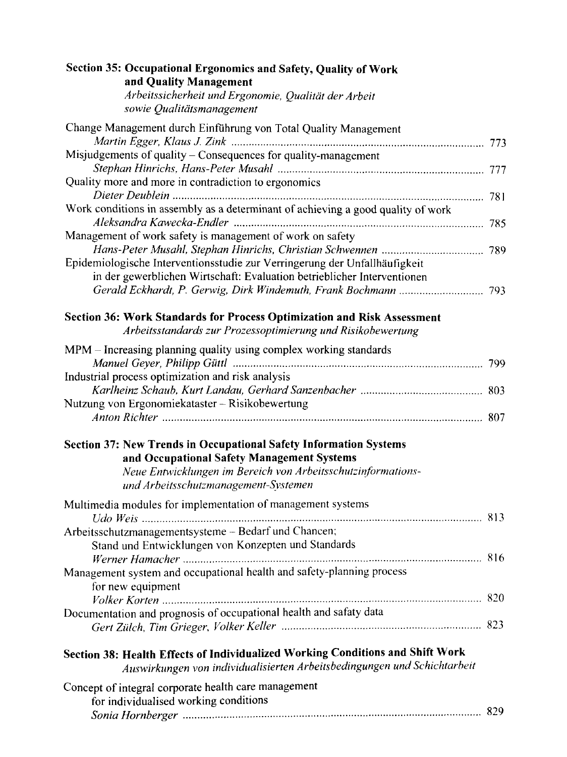## Section 35: Occupational Ergonomics and Safety, Quality of Work and Quality Management

*Arbeitssicherheit und Ergonomie, Qualität der Arbeit sowie Qualitätsmanagement*

Change Management durch Einführung von Total Quality Management
*Martin Egger, Klaus J. Zink* ..... 773

Misjudgements of quality – Consequences for quality-management
*Stephan Hinrichs, Hans-Peter Musahl* ..... 777

Quality more and more in contradiction to ergonomics
*Dieter Deublein* ..... 781

Work conditions in assembly as a determinant of achieving a good quality of work
*Aleksandra Kawecka-Endler* ..... 785

Management of work safety is management of work on safety
*Hans-Peter Musahl, Stephan Hinrichs, Christian Schwennen* ..... 789

Epidemiologische Interventionsstudie zur Verringerung der Unfallhäufigkeit in der gewerblichen Wirtschaft: Evaluation betrieblicher Interventionen
*Gerald Eckhardt, P. Gerwig, Dirk Windemuth, Frank Bochmann* ..... 793

## Section 36: Work Standards for Process Optimization and Risk Assessment

*Arbeitsstandards zur Prozessoptimierung und Risikobewertung*

MPM – Increasing planning quality using complex working standards
*Manuel Geyer, Philipp Güttl* ..... 799

Industrial process optimization and risk analysis
*Karlheinz Schaub, Kurt Landau, Gerhard Sanzenbacher* ..... 803

Nutzung von Ergonomiekataster – Risikobewertung
*Anton Richter* ..... 807

## Section 37: New Trends in Occupational Safety Information Systems and Occupational Safety Management Systems

*Neue Entwicklungen im Bereich von Arbeitsschutzinformations- und Arbeitsschutzmanagement-Systemen*

Multimedia modules for implementation of management systems
*Udo Weis* ..... 813

Arbeitsschutzmanagementsysteme – Bedarf und Chancen; Stand und Entwicklungen von Konzepten und Standards
*Werner Hamacher* ..... 816

Management system and occupational health and safety-planning process for new equipment
*Volker Korten* ..... 820

Documentation and prognosis of occupational health and safaty data
*Gert Zülch, Tim Grieger, Volker Keller* ..... 823

## Section 38: Health Effects of Individualized Working Conditions and Shift Work

*Auswirkungen von individualisierten Arbeitsbedingungen und Schichtarbeit*

Concept of integral corporate health care management for individualised working conditions
*Sonia Hornberger* ..... 829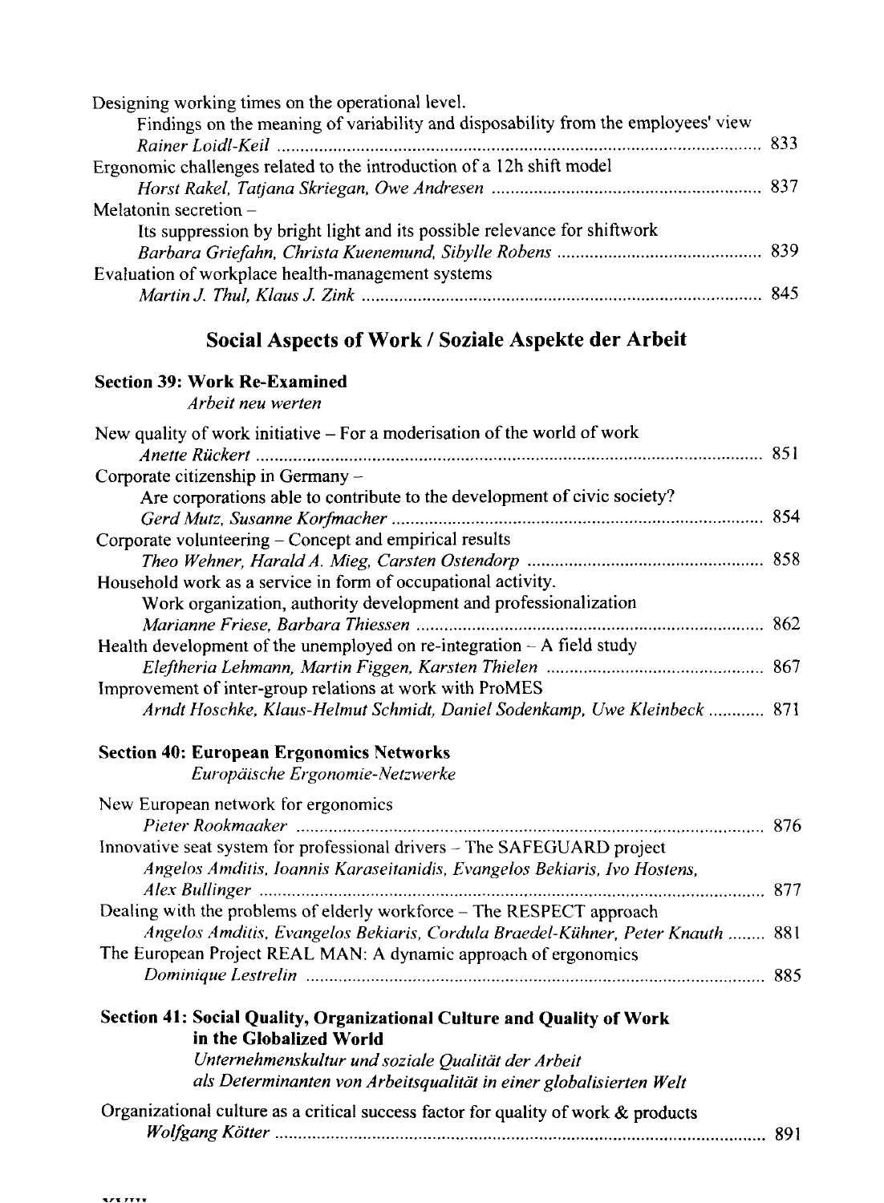Designing working times on the operational level.
Findings on the meaning of variability and disposability from the employees' view
*Rainer Loidl-Keil* ..... 833

Ergonomic challenges related to the introduction of a 12h shift model
*Horst Rakel, Tatjana Skriegan, Owe Andresen* ..... 837

Melatonin secretion –
Its suppression by bright light and its possible relevance for shiftwork
*Barbara Griefahn, Christa Kuenemund, Sibylle Robens* ..... 839

Evaluation of workplace health-management systems
*Martin J. Thul, Klaus J. Zink* ..... 845

## Social Aspects of Work / Soziale Aspekte der Arbeit

### Section 39: Work Re-Examined
*Arbeit neu werten*

New quality of work initiative – For a moderisation of the world of work
*Anette Rückert* ..... 851

Corporate citizenship in Germany –
Are corporations able to contribute to the development of civic society?
*Gerd Mutz, Susanne Korfmacher* ..... 854

Corporate volunteering – Concept and empirical results
*Theo Wehner, Harald A. Mieg, Carsten Ostendorp* ..... 858

Household work as a service in form of occupational activity.
Work organization, authority development and professionalization
*Marianne Friese, Barbara Thiessen* ..... 862

Health development of the unemployed on re-integration – A field study
*Eleftheria Lehmann, Martin Figgen, Karsten Thielen* ..... 867

Improvement of inter-group relations at work with ProMES
*Arndt Hoschke, Klaus-Helmut Schmidt, Daniel Sodenkamp, Uwe Kleinbeck* ..... 871

### Section 40: European Ergonomics Networks
*Europäische Ergonomie-Netzwerke*

New European network for ergonomics
*Pieter Rookmaaker* ..... 876

Innovative seat system for professional drivers – The SAFEGUARD project
*Angelos Amditis, Ioannis Karaseitanidis, Evangelos Bekiaris, Ivo Hostens, Alex Bullinger* ..... 877

Dealing with the problems of elderly workforce – The RESPECT approach
*Angelos Amditis, Evangelos Bekiaris, Cordula Braedel-Kühner, Peter Knauth* ..... 881

The European Project REAL MAN: A dynamic approach of ergonomics
*Dominique Lestrelin* ..... 885

### Section 41: Social Quality, Organizational Culture and Quality of Work in the Globalized World
*Unternehmenskultur und soziale Qualität der Arbeit als Determinanten von Arbeitsqualität in einer globalisierten Welt*

Organizational culture as a critical success factor for quality of work & products
*Wolfgang Kötter* ..... 891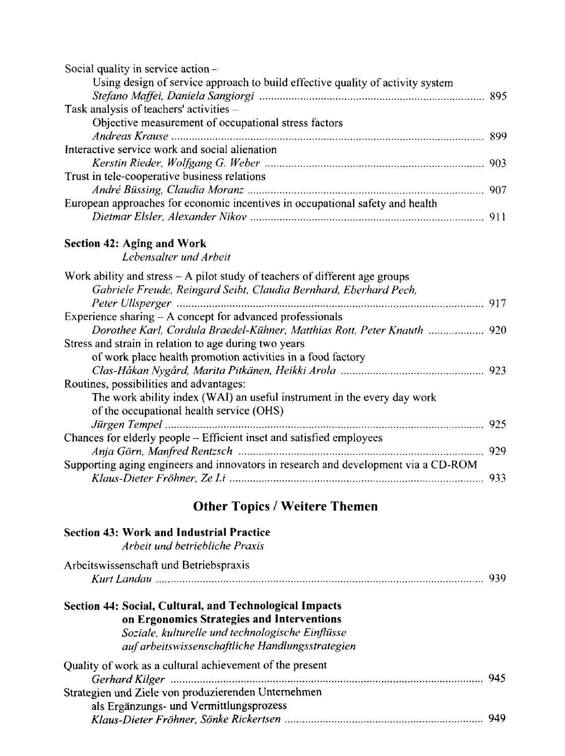Social quality in service action –
Using design of service approach to build effective quality of activity system
*Stefano Maffei, Daniela Sangiorgi* ..... 895

Task analysis of teachers' activities –
Objective measurement of occupational stress factors
*Andreas Krause* ..... 899

Interactive service work and social alienation
*Kerstin Rieder, Wolfgang G. Weber* ..... 903

Trust in tele-cooperative business relations
*André Büssing, Claudia Moranz* ..... 907

European approaches for economic incentives in occupational safety and health
*Dietmar Elsler, Alexander Nikov* ..... 911

### Section 42: Aging and Work
*Lebensalter und Arbeit*

Work ability and stress – A pilot study of teachers of different age groups
*Gabriele Freude, Reingard Seibt, Claudia Bernhard, Eberhard Pech, Peter Ullsperger* ..... 917

Experience sharing – A concept for advanced professionals
*Dorothee Karl, Cordula Braedel-Kühner, Matthias Rott, Peter Knauth* ..... 920

Stress and strain in relation to age during two years
of work place health promotion activities in a food factory
*Clas-Håkan Nygård, Marita Pitkänen, Heikki Arola* ..... 923

Routines, possibilities and advantages:
The work ability index (WAI) an useful instrument in the every day work
of the occupational health service (OHS)
*Jürgen Tempel* ..... 925

Chances for elderly people – Efficient inset and satisfied employees
*Anja Görn, Manfred Rentzsch* ..... 929

Supporting aging engineers and innovators in research and development via a CD-ROM
*Klaus-Dieter Fröhner, Ze Li* ..... 933

## Other Topics / Weitere Themen

### Section 43: Work and Industrial Practice
*Arbeit und betriebliche Praxis*

Arbeitswissenschaft und Betriebspraxis
*Kurt Landau* ..... 939

### Section 44: Social, Cultural, and Technological Impacts on Ergonomics Strategies and Interventions
*Soziale, kulturelle und technologische Einflüsse auf arbeitswissenschaftliche Handlungsstrategien*

Quality of work as a cultural achievement of the present
*Gerhard Kilger* ..... 945

Strategien und Ziele von produzierenden Unternehmen
als Ergänzungs- und Vermittlungsprozess
*Klaus-Dieter Fröhner, Sönke Rickertsen* ..... 949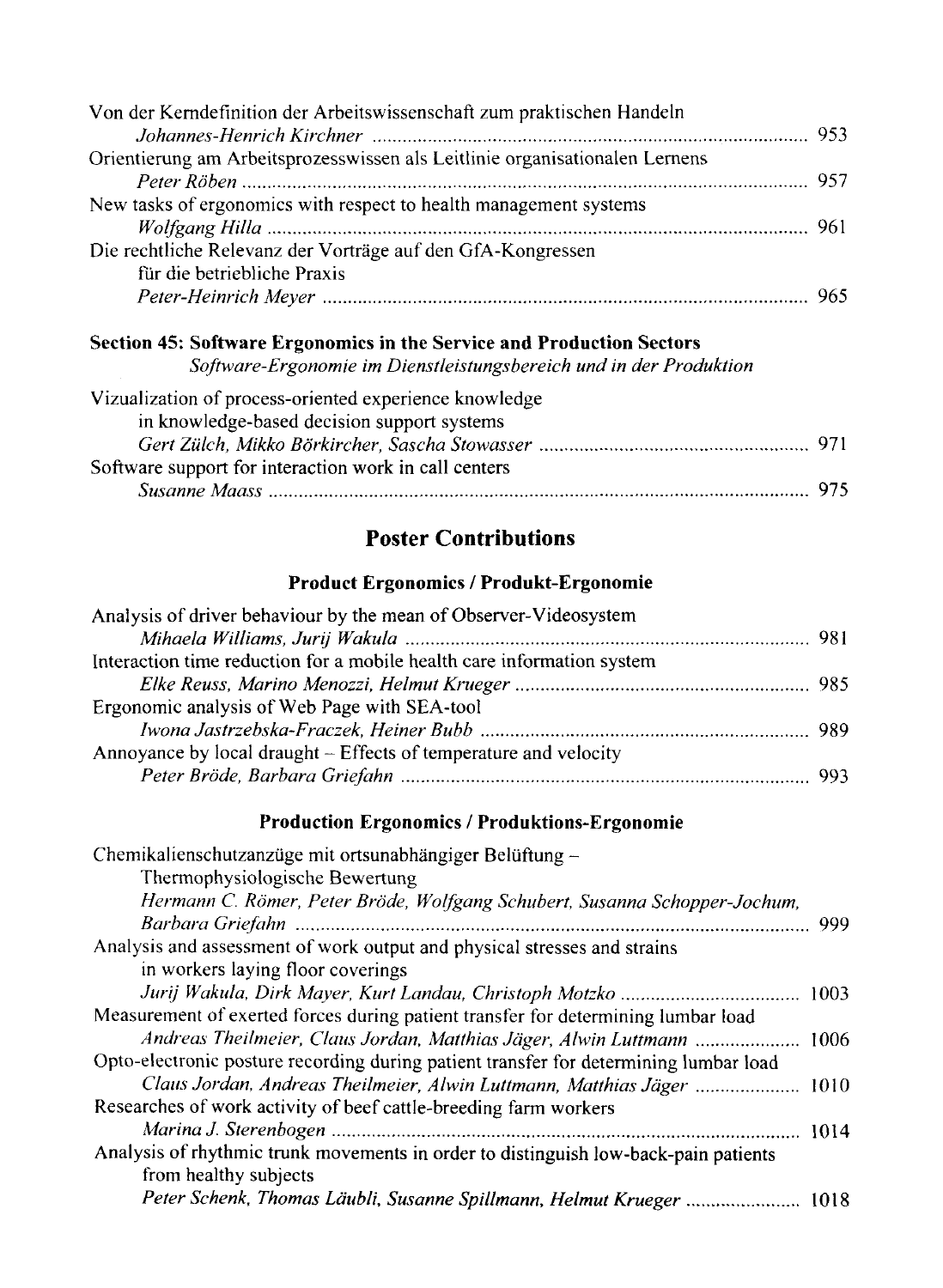Von der Kerndefinition der Arbeitswissenschaft zum praktischen Handeln
*Johannes-Henrich Kirchner* ........................................ 953

Orientierung am Arbeitsprozesswissen als Leitlinie organisationalen Lernens
*Peter Röben* ........................................ 957

New tasks of ergonomics with respect to health management systems
*Wolfgang Hilla* ........................................ 961

Die rechtliche Relevanz der Vorträge auf den GfA-Kongressen für die betriebliche Praxis
*Peter-Heinrich Meyer* ........................................ 965

### Section 45: Software Ergonomics in the Service and Production Sectors

*Software-Ergonomie im Dienstleistungsbereich und in der Produktion*

Vizualization of process-oriented experience knowledge in knowledge-based decision support systems
*Gert Zülch, Mikko Börkircher, Sascha Stowasser* ........................................ 971

Software support for interaction work in call centers
*Susanne Maass* ........................................ 975

## Poster Contributions

### Product Ergonomics / Produkt-Ergonomie

Analysis of driver behaviour by the mean of Observer-Videosystem
*Mihaela Williams, Jurij Wakula* ........................................ 981

Interaction time reduction for a mobile health care information system
*Elke Reuss, Marino Menozzi, Helmut Krueger* ........................................ 985

Ergonomic analysis of Web Page with SEA-tool
*Iwona Jastrzebska-Fraczek, Heiner Bubb* ........................................ 989

Annoyance by local draught – Effects of temperature and velocity
*Peter Bröde, Barbara Griefahn* ........................................ 993

### Production Ergonomics / Produktions-Ergonomie

Chemikalienschutzanzüge mit ortsunabhängiger Belüftung – Thermophysiologische Bewertung
*Hermann C. Römer, Peter Bröde, Wolfgang Schubert, Susanna Schopper-Jochum, Barbara Griefahn* ........................................ 999

Analysis and assessment of work output and physical stresses and strains in workers laying floor coverings
*Jurij Wakula, Dirk Mayer, Kurt Landau, Christoph Motzko* ........................................ 1003

Measurement of exerted forces during patient transfer for determining lumbar load
*Andreas Theilmeier, Claus Jordan, Matthias Jäger, Alwin Luttmann* ........................................ 1006

Opto-electronic posture recording during patient transfer for determining lumbar load
*Claus Jordan, Andreas Theilmeier, Alwin Luttmann, Matthias Jäger* ........................................ 1010

Researches of work activity of beef cattle-breeding farm workers
*Marina J. Sterenbogen* ........................................ 1014

Analysis of rhythmic trunk movements in order to distinguish low-back-pain patients from healthy subjects
*Peter Schenk, Thomas Läubli, Susanne Spillmann, Helmut Krueger* ........................................ 1018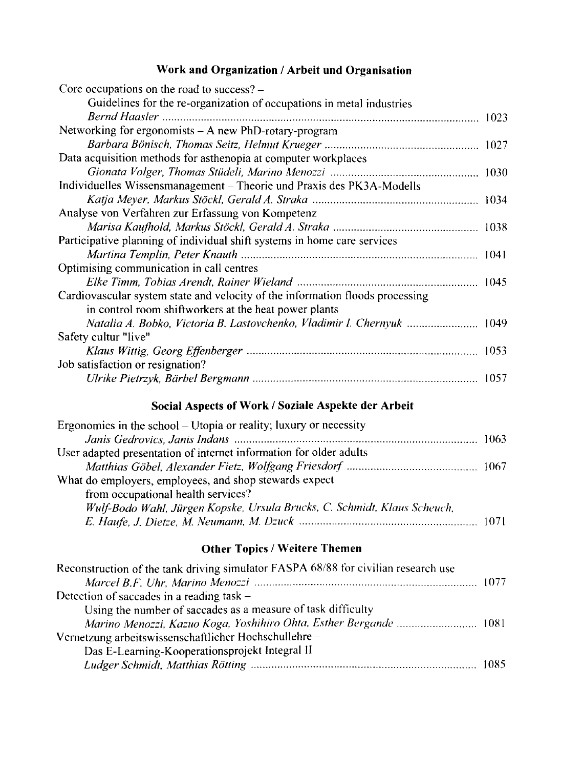## Work and Organization / Arbeit und Organisation

Core occupations on the road to success? –
Guidelines for the re-organization of occupations in metal industries
*Bernd Haasler* .......... 1023

Networking for ergonomists – A new PhD-rotary-program
*Barbara Bönisch, Thomas Seitz, Helmut Krueger* .......... 1027

Data acquisition methods for asthenopia at computer workplaces
*Gionata Volger, Thomas Stüdeli, Marino Menozzi* .......... 1030

Individuelles Wissensmanagement – Theorie und Praxis des PK3A-Modells
*Katja Meyer, Markus Stöckl, Gerald A. Straka* .......... 1034

Analyse von Verfahren zur Erfassung von Kompetenz
*Marisa Kaufhold, Markus Stöckl, Gerald A. Straka* .......... 1038

Participative planning of individual shift systems in home care services
*Martina Templin, Peter Knauth* .......... 1041

Optimising communication in call centres
*Elke Timm, Tobias Arendt, Rainer Wieland* .......... 1045

Cardiovascular system state and velocity of the information floods processing
in control room shiftworkers at the heat power plants
*Natalia A. Bobko, Victoria B. Lastovchenko, Vladimir I. Chernyuk* .......... 1049

Safety cultur "live"
*Klaus Wittig, Georg Effenberger* .......... 1053

Job satisfaction or resignation?
*Ulrike Pietrzyk, Bärbel Bergmann* .......... 1057

## Social Aspects of Work / Soziale Aspekte der Arbeit

Ergonomics in the school – Utopia or reality; luxury or necessity
*Janis Gedrovics, Janis Indans* .......... 1063

User adapted presentation of internet information for older adults
*Matthias Göbel, Alexander Fietz, Wolfgang Friesdorf* .......... 1067

What do employers, employees, and shop stewards expect
from occupational health services?
*Wulf-Bodo Wahl, Jürgen Kopske, Ursula Brucks, C. Schmidt, Klaus Scheuch, E. Haufe, J. Dietze, M. Neumann, M. Dzuck* .......... 1071

## Other Topics / Weitere Themen

Reconstruction of the tank driving simulator FASPA 68/88 for civilian research use
*Marcel B.F. Uhr, Marino Menozzi* .......... 1077

Detection of saccades in a reading task –
Using the number of saccades as a measure of task difficulty
*Marino Menozzi, Kazuo Koga, Yoshihiro Ohta, Esther Bergande* .......... 1081

Vernetzung arbeitswissenschaftlicher Hochschullehre –
Das E-Learning-Kooperationsprojekt Integral II
*Ludger Schmidt, Matthias Rötting* .......... 1085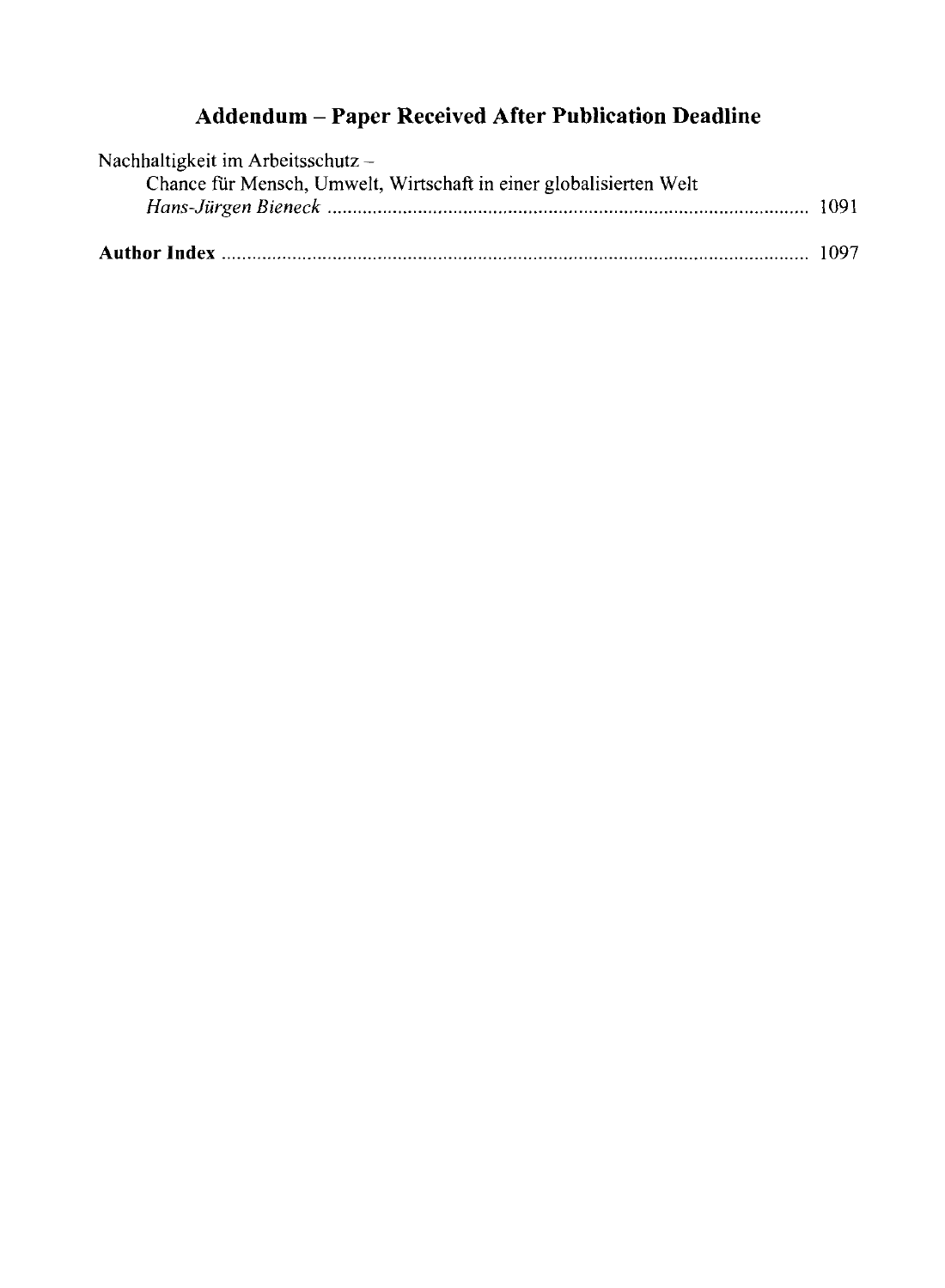## Addendum – Paper Received After Publication Deadline

Nachhaltigkeit im Arbeitsschutz –
Chance für Mensch, Umwelt, Wirtschaft in einer globalisierten Welt
*Hans-Jürgen Bieneck* ............................................................................................... 1091

**Author Index** ..................................................................................................................... 1097